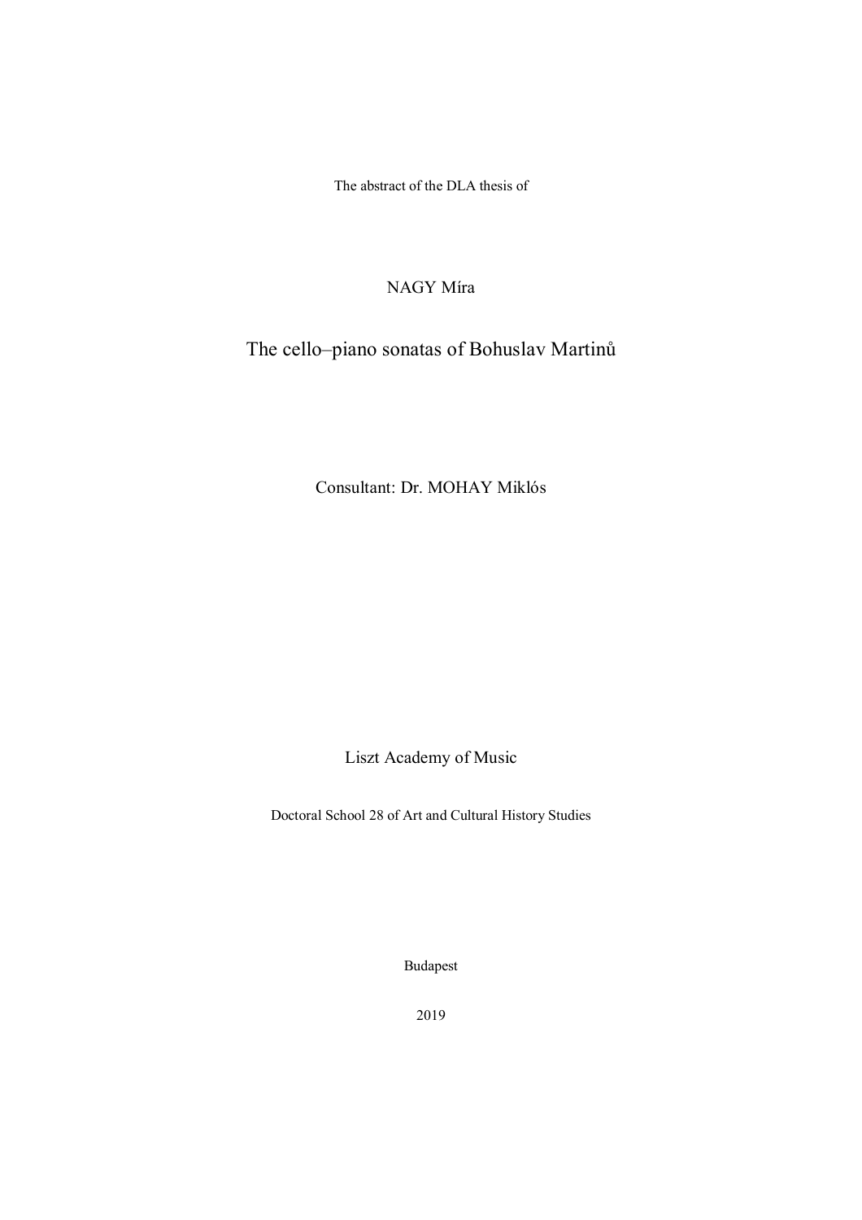The abstract of the DLA thesis of

NAGY Míra

# The cello–piano sonatas of Bohuslav Martinů

Consultant: Dr. MOHAY Miklós

Liszt Academy of Music

Doctoral School 28 of Art and Cultural History Studies

Budapest

2019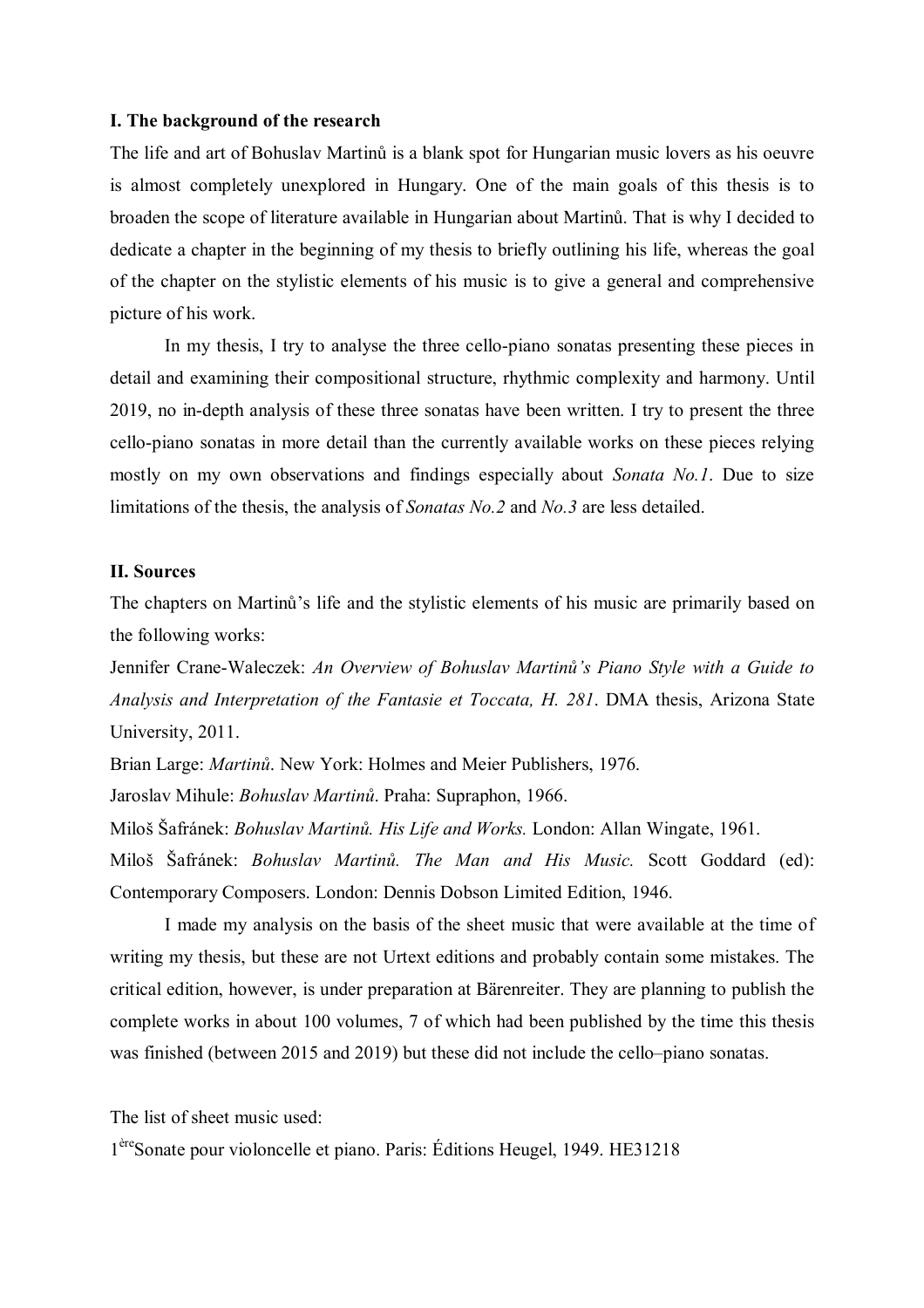**I. The background of the research**

The life and art of Bohuslav Martinů is a blank spot for Hungarian music lovers as his oeuvre is almost completely unexplored in Hungary. One of the main goals of this thesis is to broaden the scope of literature available in Hungarian about Martinů. That is why I decided to dedicate a chapter in the beginning of my thesis to briefly outlining his life, whereas the goal of the chapter on the stylistic elements of his music is to give a general and comprehensive picture of his work.

In my thesis, I try to analyse the three cello-piano sonatas presenting these pieces in detail and examining their compositional structure, rhythmic complexity and harmony. Until 2019, no in-depth analysis of these three sonatas have been written. I try to present the three cello-piano sonatas in more detail than the currently available works on these pieces relying mostly on my own observations and findings especially about *Sonata No.1*. Due to size limitations of the thesis, the analysis of *Sonatas No.2* and *No.3* are less detailed.

**II. Sources**

The chapters on Martinů's life and the stylistic elements of his music are primarily based on the following works:

Jennifer Crane-Waleczek: *An Overview of Bohuslav Martinů's Piano Style with a Guide to Analysis and Interpretation of the Fantasie et Toccata, H. 281*. DMA thesis, Arizona State University, 2011.

Brian Large: *Martinů*. New York: Holmes and Meier Publishers, 1976.

Jaroslav Mihule: *Bohuslav Martinů*. Praha: Supraphon, 1966.

Miloš Šafránek: *Bohuslav Martinů. His Life and Works.* London: Allan Wingate, 1961.

Miloš Šafránek: *Bohuslav Martinů. The Man and His Music.* Scott Goddard (ed): Contemporary Composers. London: Dennis Dobson Limited Edition, 1946.

I made my analysis on the basis of the sheet music that were available at the time of writing my thesis, but these are not Urtext editions and probably contain some mistakes. The critical edition, however, is under preparation at Bärenreiter. They are planning to publish the complete works in about 100 volumes, 7 of which had been published by the time this thesis was finished (between 2015 and 2019) but these did not include the cello–piano sonatas.

The list of sheet music used:

1ère Sonate pour violoncelle et piano. Paris: Éditions Heugel, 1949. HE31218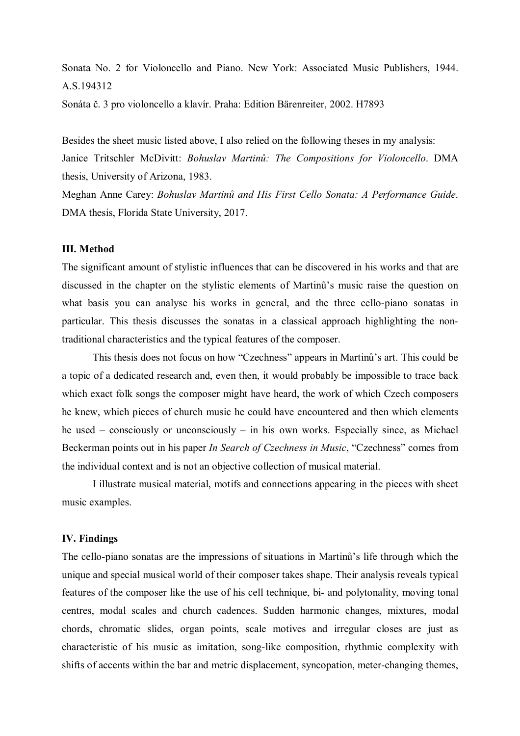Sonata No. 2 for Violoncello and Piano. New York: Associated Music Publishers, 1944. A.S.194312

Sonáta č. 3 pro violoncello a klavír. Praha: Edition Bärenreiter, 2002. H7893

Besides the sheet music listed above, I also relied on the following theses in my analysis:

Janice Tritschler McDivitt: *Bohuslav Martinů: The Compositions for Violoncello*. DMA thesis, University of Arizona, 1983.

Meghan Anne Carey: *Bohuslav Martinů and His First Cello Sonata: A Performance Guide*. DMA thesis, Florida State University, 2017.

### III. Method

The significant amount of stylistic influences that can be discovered in his works and that are discussed in the chapter on the stylistic elements of Martinů's music raise the question on what basis you can analyse his works in general, and the three cello-piano sonatas in particular. This thesis discusses the sonatas in a classical approach highlighting the non-traditional characteristics and the typical features of the composer.

This thesis does not focus on how "Czechness" appears in Martinů's art. This could be a topic of a dedicated research and, even then, it would probably be impossible to trace back which exact folk songs the composer might have heard, the work of which Czech composers he knew, which pieces of church music he could have encountered and then which elements he used – consciously or unconsciously – in his own works. Especially since, as Michael Beckerman points out in his paper *In Search of Czechness in Music*, "Czechness" comes from the individual context and is not an objective collection of musical material.

I illustrate musical material, motifs and connections appearing in the pieces with sheet music examples.

### IV. Findings

The cello-piano sonatas are the impressions of situations in Martinů's life through which the unique and special musical world of their composer takes shape. Their analysis reveals typical features of the composer like the use of his cell technique, bi- and polytonality, moving tonal centres, modal scales and church cadences. Sudden harmonic changes, mixtures, modal chords, chromatic slides, organ points, scale motives and irregular closes are just as characteristic of his music as imitation, song-like composition, rhythmic complexity with shifts of accents within the bar and metric displacement, syncopation, meter-changing themes,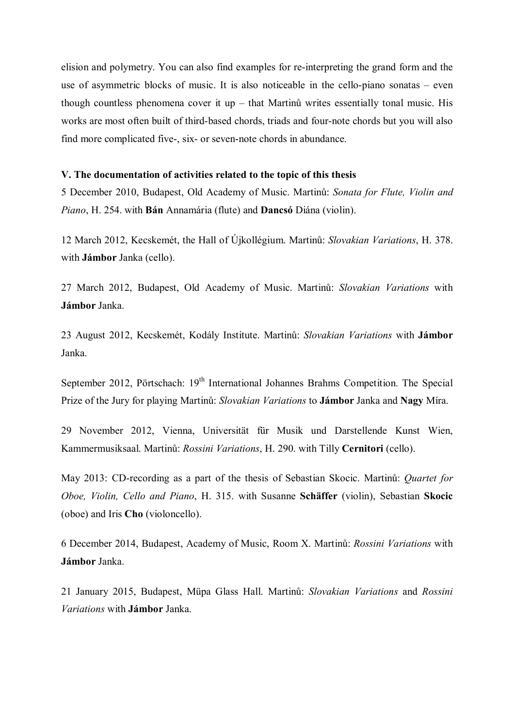elision and polymetry. You can also find examples for re-interpreting the grand form and the use of asymmetric blocks of music. It is also noticeable in the cello-piano sonatas – even though countless phenomena cover it up – that Martinů writes essentially tonal music. His works are most often built of third-based chords, triads and four-note chords but you will also find more complicated five-, six- or seven-note chords in abundance.

**V. The documentation of activities related to the topic of this thesis**

5 December 2010, Budapest, Old Academy of Music. Martinů: *Sonata for Flute, Violin and Piano*, H. 254. with **Bán** Annamária (flute) and **Dancsó** Diána (violin).

12 March 2012, Kecskemét, the Hall of Újkollégium. Martinů: *Slovakian Variations*, H. 378. with **Jámbor** Janka (cello).

27 March 2012, Budapest, Old Academy of Music. Martinů: *Slovakian Variations* with **Jámbor** Janka.

23 August 2012, Kecskemét, Kodály Institute. Martinů: *Slovakian Variations* with **Jámbor** Janka.

September 2012, Pörtschach: 19th International Johannes Brahms Competition. The Special Prize of the Jury for playing Martinů: *Slovakian Variations* to **Jámbor** Janka and **Nagy** Míra.

29 November 2012, Vienna, Universität für Musik und Darstellende Kunst Wien, Kammermusiksaal. Martinů: *Rossini Variations*, H. 290. with Tilly **Cernitori** (cello).

May 2013: CD-recording as a part of the thesis of Sebastian Skocic. Martinů: *Quartet for Oboe, Violin, Cello and Piano*, H. 315. with Susanne **Schäffer** (violin), Sebastian **Skocic** (oboe) and Iris **Cho** (violoncello).

6 December 2014, Budapest, Academy of Music, Room X. Martinů: *Rossini Variations* with **Jámbor** Janka.

21 January 2015, Budapest, Müpa Glass Hall. Martinů: *Slovakian Variations* and *Rossini Variations* with **Jámbor** Janka.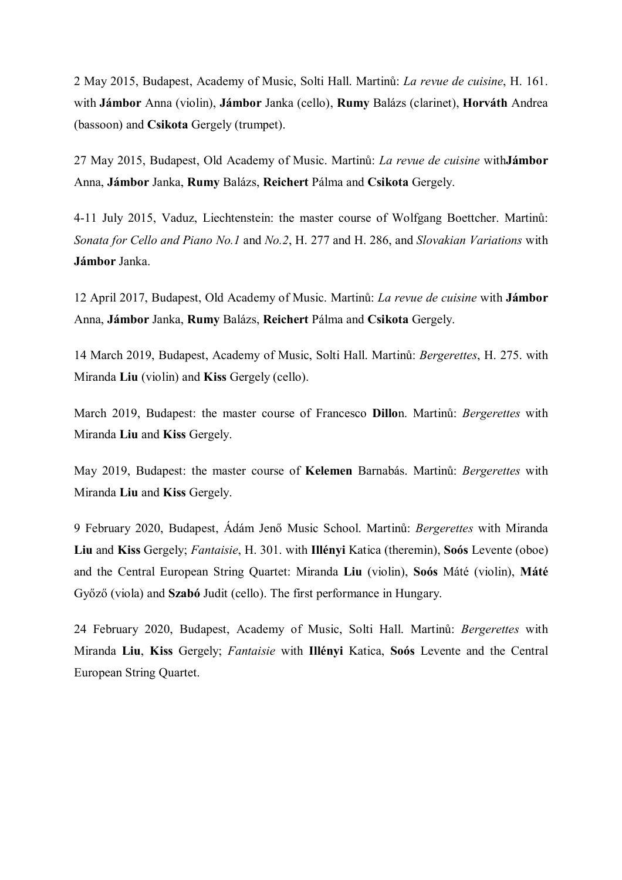2 May 2015, Budapest, Academy of Music, Solti Hall. Martinů: *La revue de cuisine*, H. 161. with **Jámbor** Anna (violin), **Jámbor** Janka (cello), **Rumy** Balázs (clarinet), **Horváth** Andrea (bassoon) and **Csikota** Gergely (trumpet).

27 May 2015, Budapest, Old Academy of Music. Martinů: *La revue de cuisine* with**Jámbor** Anna, **Jámbor** Janka, **Rumy** Balázs, **Reichert** Pálma and **Csikota** Gergely.

4-11 July 2015, Vaduz, Liechtenstein: the master course of Wolfgang Boettcher. Martinů: *Sonata for Cello and Piano No.1* and *No.2*, H. 277 and H. 286, and *Slovakian Variations* with **Jámbor** Janka.

12 April 2017, Budapest, Old Academy of Music. Martinů: *La revue de cuisine* with **Jámbor** Anna, **Jámbor** Janka, **Rumy** Balázs, **Reichert** Pálma and **Csikota** Gergely.

14 March 2019, Budapest, Academy of Music, Solti Hall. Martinů: *Bergerettes*, H. 275. with Miranda **Liu** (violin) and **Kiss** Gergely (cello).

March 2019, Budapest: the master course of Francesco **Dillo**n. Martinů: *Bergerettes* with Miranda **Liu** and **Kiss** Gergely.

May 2019, Budapest: the master course of **Kelemen** Barnabás. Martinů: *Bergerettes* with Miranda **Liu** and **Kiss** Gergely.

9 February 2020, Budapest, Ádám Jenő Music School. Martinů: *Bergerettes* with Miranda **Liu** and **Kiss** Gergely; *Fantaisie*, H. 301. with **Illényi** Katica (theremin), **Soós** Levente (oboe) and the Central European String Quartet: Miranda **Liu** (violin), **Soós** Máté (violin), **Máté** Győző (viola) and **Szabó** Judit (cello). The first performance in Hungary.

24 February 2020, Budapest, Academy of Music, Solti Hall. Martinů: *Bergerettes* with Miranda **Liu**, **Kiss** Gergely; *Fantaisie* with **Illényi** Katica, **Soós** Levente and the Central European String Quartet.